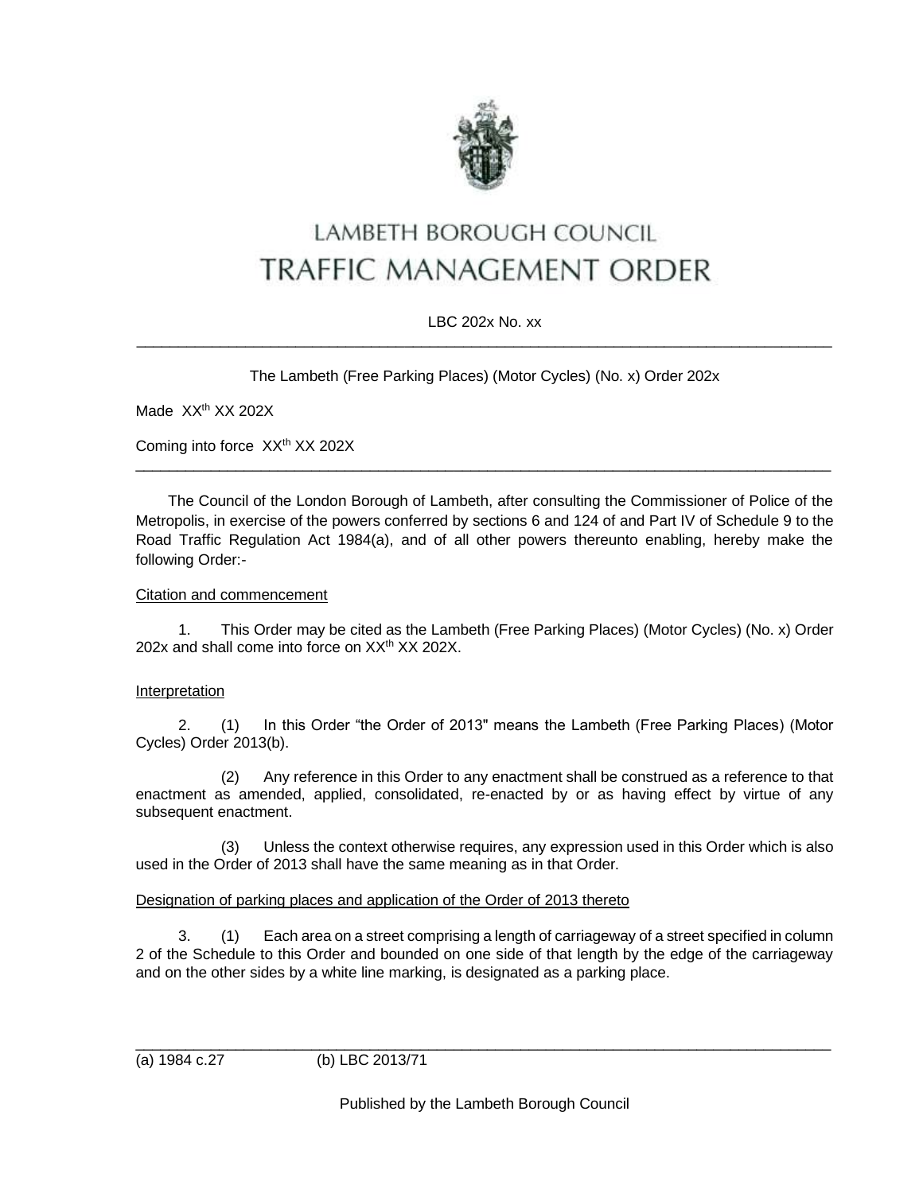# LAMBETH BOROUGH COUNCIL
# TRAFFIC MANAGEMENT ORDER

LBC 202x No. xx

---

The Lambeth (Free Parking Places) (Motor Cycles) (No. x) Order 202x

Made XX[th] XX 202X

Coming into force XX[th] XX 202X

---

The Council of the London Borough of Lambeth, after consulting the Commissioner of Police of the Metropolis, in exercise of the powers conferred by sections 6 and 124 of and Part IV of Schedule 9 to the Road Traffic Regulation Act 1984(a), and of all other powers thereunto enabling, hereby make the following Order:-

Citation and commencement

1. This Order may be cited as the Lambeth (Free Parking Places) (Motor Cycles) (No. x) Order 202x and shall come into force on XX[th] XX 202X.

Interpretation

2. (1) In this Order "the Order of 2013" means the Lambeth (Free Parking Places) (Motor Cycles) Order 2013(b).

(2) Any reference in this Order to any enactment shall be construed as a reference to that enactment as amended, applied, consolidated, re-enacted by or as having effect by virtue of any subsequent enactment.

(3) Unless the context otherwise requires, any expression used in this Order which is also used in the Order of 2013 shall have the same meaning as in that Order.

Designation of parking places and application of the Order of 2013 thereto

3. (1) Each area on a street comprising a length of carriageway of a street specified in column 2 of the Schedule to this Order and bounded on one side of that length by the edge of the carriageway and on the other sides by a white line marking, is designated as a parking place.

---

(a) 1984 c.27 (b) LBC 2013/71

Published by the Lambeth Borough Council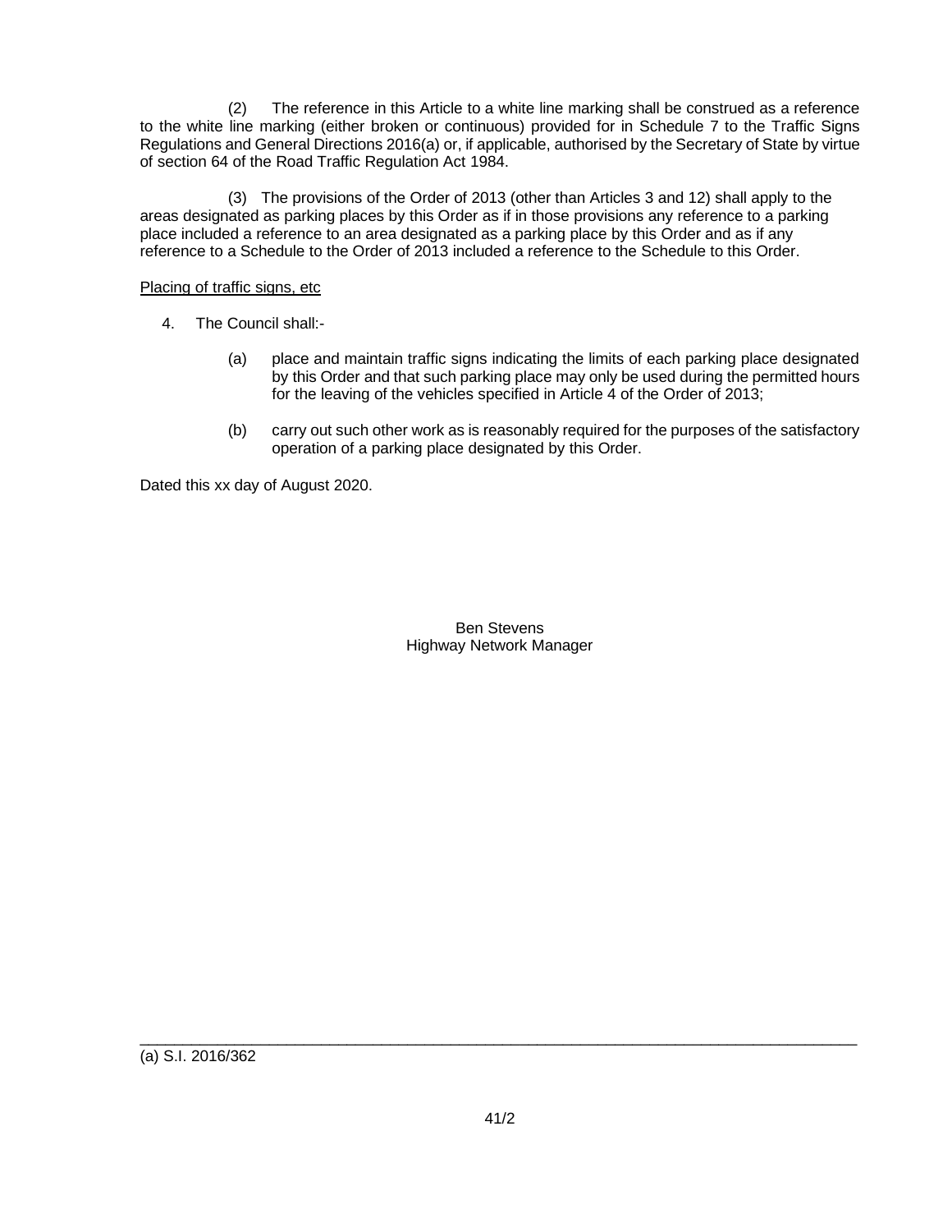(2) The reference in this Article to a white line marking shall be construed as a reference to the white line marking (either broken or continuous) provided for in Schedule 7 to the Traffic Signs Regulations and General Directions 2016(a) or, if applicable, authorised by the Secretary of State by virtue of section 64 of the Road Traffic Regulation Act 1984.

(3) The provisions of the Order of 2013 (other than Articles 3 and 12) shall apply to the areas designated as parking places by this Order as if in those provisions any reference to a parking place included a reference to an area designated as a parking place by this Order and as if any reference to a Schedule to the Order of 2013 included a reference to the Schedule to this Order.

Placing of traffic signs, etc

4. The Council shall:-

   (a) place and maintain traffic signs indicating the limits of each parking place designated by this Order and that such parking place may only be used during the permitted hours for the leaving of the vehicles specified in Article 4 of the Order of 2013;

   (b) carry out such other work as is reasonably required for the purposes of the satisfactory operation of a parking place designated by this Order.

Dated this xx day of August 2020.

Ben Stevens
Highway Network Manager

---

(a) S.I. 2016/362

41/2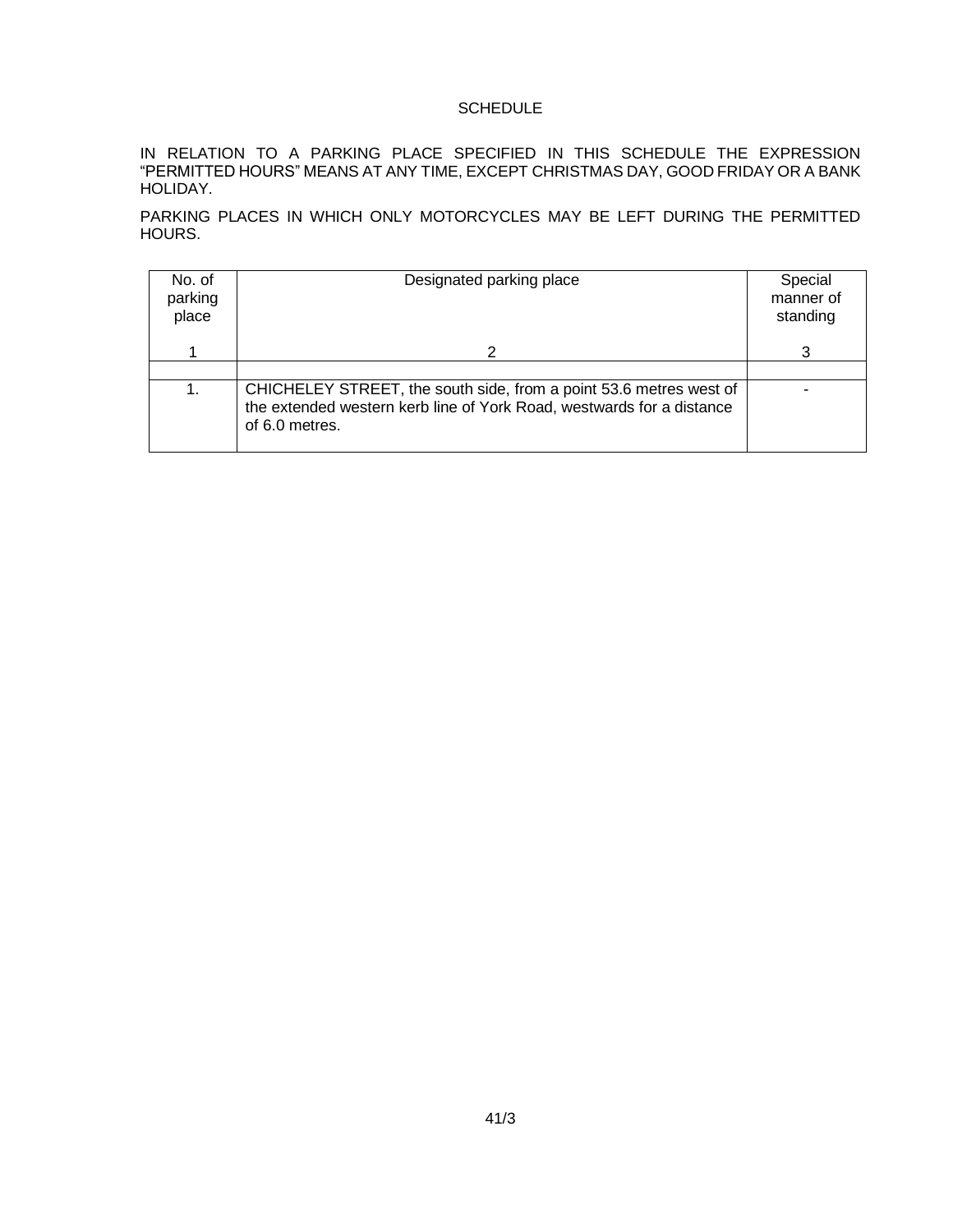## SCHEDULE

IN RELATION TO A PARKING PLACE SPECIFIED IN THIS SCHEDULE THE EXPRESSION "PERMITTED HOURS" MEANS AT ANY TIME, EXCEPT CHRISTMAS DAY, GOOD FRIDAY OR A BANK HOLIDAY.

PARKING PLACES IN WHICH ONLY MOTORCYCLES MAY BE LEFT DURING THE PERMITTED HOURS.

| No. of parking place | Designated parking place | Special manner of standing |
|---|---|---|
| 1 | 2 | 3 |
| | | |
| 1. | CHICHELEY STREET, the south side, from a point 53.6 metres west of the extended western kerb line of York Road, westwards for a distance of 6.0 metres. | - |